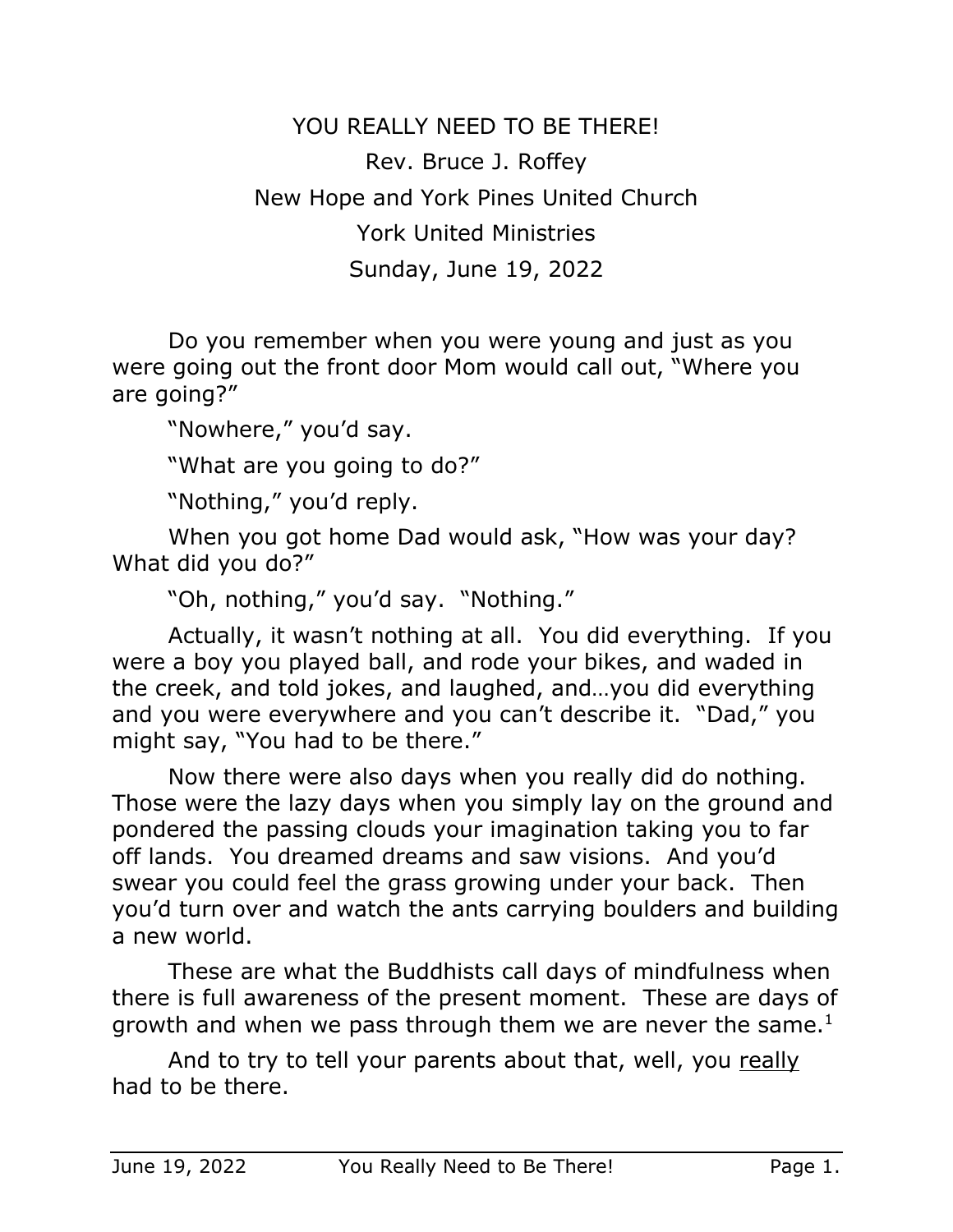# YOU REALLY NEED TO BE THERE!

Rev. Bruce J. Roffey

New Hope and York Pines United Church

York United Ministries

Sunday, June 19, 2022

Do you remember when you were young and just as you were going out the front door Mom would call out, "Where you are going?"

"Nowhere," you'd say.

"What are you going to do?"

"Nothing," you'd reply.

When you got home Dad would ask, "How was your day? What did you do?"

"Oh, nothing," you'd say. "Nothing."

Actually, it wasn't nothing at all. You did everything. If you were a boy you played ball, and rode your bikes, and waded in the creek, and told jokes, and laughed, and…you did everything and you were everywhere and you can't describe it. "Dad," you might say, "You had to be there."

Now there were also days when you really did do nothing. Those were the lazy days when you simply lay on the ground and pondered the passing clouds your imagination taking you to far off lands. You dreamed dreams and saw visions. And you'd swear you could feel the grass growing under your back. Then you'd turn over and watch the ants carrying boulders and building a new world.

These are what the Buddhists call days of mindfulness when there is full awareness of the present moment. These are days of growth and when we pass through them we are never the same.[1]

And to try to tell your parents about that, well, you <u>really</u> had to be there.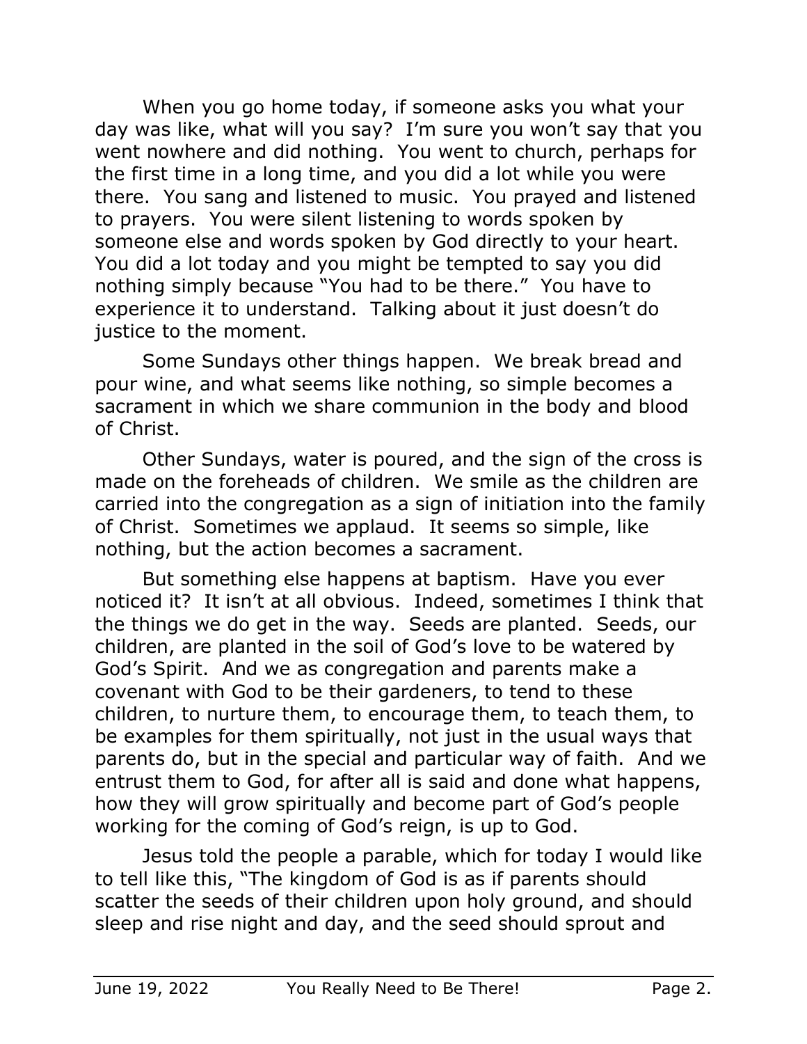When you go home today, if someone asks you what your day was like, what will you say? I'm sure you won't say that you went nowhere and did nothing. You went to church, perhaps for the first time in a long time, and you did a lot while you were there. You sang and listened to music. You prayed and listened to prayers. You were silent listening to words spoken by someone else and words spoken by God directly to your heart. You did a lot today and you might be tempted to say you did nothing simply because "You had to be there." You have to experience it to understand. Talking about it just doesn't do justice to the moment.

Some Sundays other things happen. We break bread and pour wine, and what seems like nothing, so simple becomes a sacrament in which we share communion in the body and blood of Christ.

Other Sundays, water is poured, and the sign of the cross is made on the foreheads of children. We smile as the children are carried into the congregation as a sign of initiation into the family of Christ. Sometimes we applaud. It seems so simple, like nothing, but the action becomes a sacrament.

But something else happens at baptism. Have you ever noticed it? It isn't at all obvious. Indeed, sometimes I think that the things we do get in the way. Seeds are planted. Seeds, our children, are planted in the soil of God's love to be watered by God's Spirit. And we as congregation and parents make a covenant with God to be their gardeners, to tend to these children, to nurture them, to encourage them, to teach them, to be examples for them spiritually, not just in the usual ways that parents do, but in the special and particular way of faith. And we entrust them to God, for after all is said and done what happens, how they will grow spiritually and become part of God's people working for the coming of God's reign, is up to God.

Jesus told the people a parable, which for today I would like to tell like this, "The kingdom of God is as if parents should scatter the seeds of their children upon holy ground, and should sleep and rise night and day, and the seed should sprout and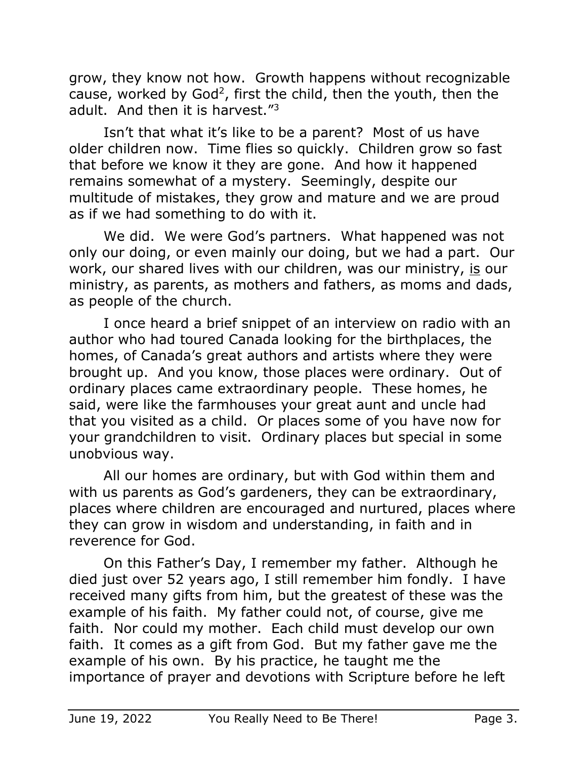grow, they know not how. Growth happens without recognizable cause, worked by God[2], first the child, then the youth, then the adult. And then it is harvest."[3]

Isn't that what it's like to be a parent? Most of us have older children now. Time flies so quickly. Children grow so fast that before we know it they are gone. And how it happened remains somewhat of a mystery. Seemingly, despite our multitude of mistakes, they grow and mature and we are proud as if we had something to do with it.

We did. We were God's partners. What happened was not only our doing, or even mainly our doing, but we had a part. Our work, our shared lives with our children, was our ministry, <u>is</u> our ministry, as parents, as mothers and fathers, as moms and dads, as people of the church.

I once heard a brief snippet of an interview on radio with an author who had toured Canada looking for the birthplaces, the homes, of Canada's great authors and artists where they were brought up. And you know, those places were ordinary. Out of ordinary places came extraordinary people. These homes, he said, were like the farmhouses your great aunt and uncle had that you visited as a child. Or places some of you have now for your grandchildren to visit. Ordinary places but special in some unobvious way.

All our homes are ordinary, but with God within them and with us parents as God's gardeners, they can be extraordinary, places where children are encouraged and nurtured, places where they can grow in wisdom and understanding, in faith and in reverence for God.

On this Father's Day, I remember my father. Although he died just over 52 years ago, I still remember him fondly. I have received many gifts from him, but the greatest of these was the example of his faith. My father could not, of course, give me faith. Nor could my mother. Each child must develop our own faith. It comes as a gift from God. But my father gave me the example of his own. By his practice, he taught me the importance of prayer and devotions with Scripture before he left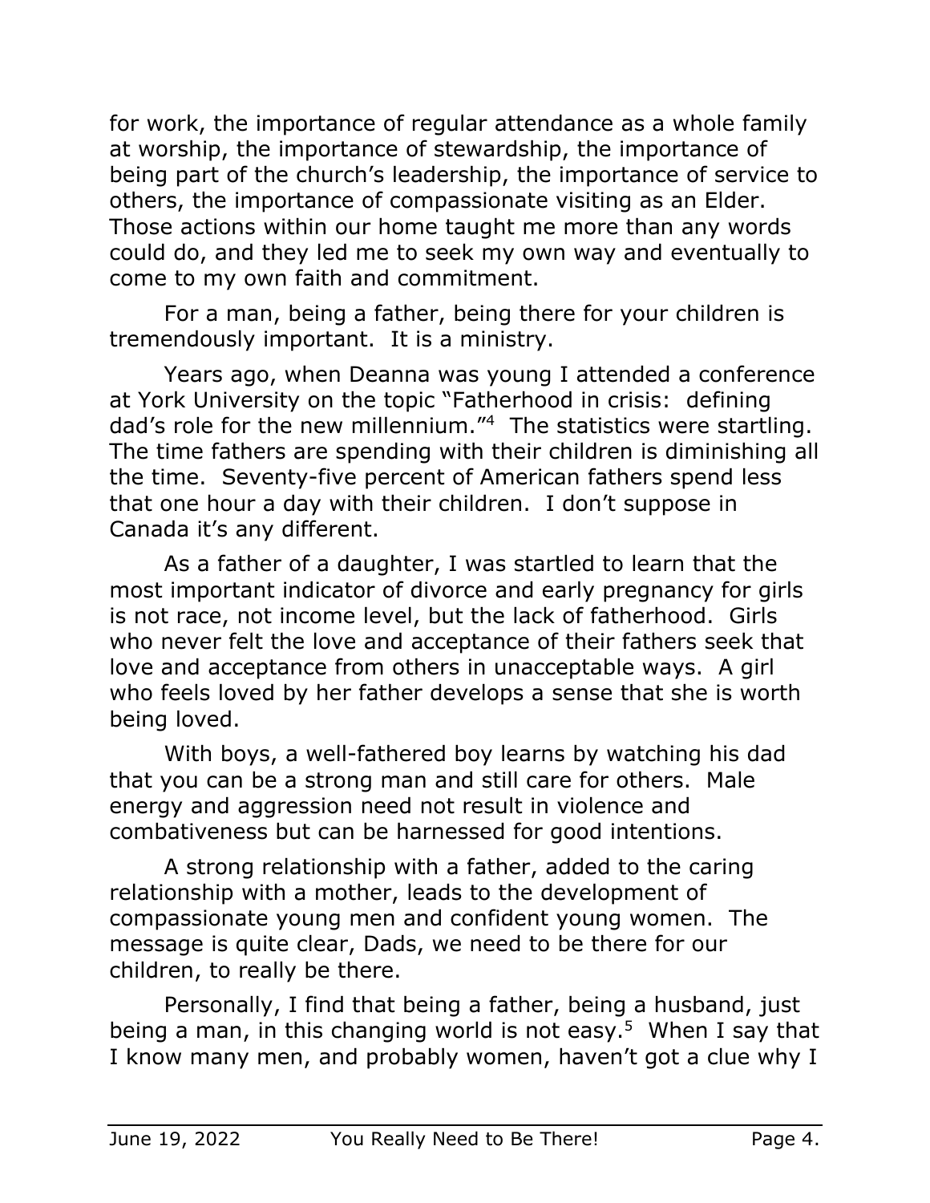for work, the importance of regular attendance as a whole family at worship, the importance of stewardship, the importance of being part of the church's leadership, the importance of service to others, the importance of compassionate visiting as an Elder. Those actions within our home taught me more than any words could do, and they led me to seek my own way and eventually to come to my own faith and commitment.

For a man, being a father, being there for your children is tremendously important. It is a ministry.

Years ago, when Deanna was young I attended a conference at York University on the topic "Fatherhood in crisis: defining dad's role for the new millennium."[4] The statistics were startling. The time fathers are spending with their children is diminishing all the time. Seventy-five percent of American fathers spend less that one hour a day with their children. I don't suppose in Canada it's any different.

As a father of a daughter, I was startled to learn that the most important indicator of divorce and early pregnancy for girls is not race, not income level, but the lack of fatherhood. Girls who never felt the love and acceptance of their fathers seek that love and acceptance from others in unacceptable ways. A girl who feels loved by her father develops a sense that she is worth being loved.

With boys, a well-fathered boy learns by watching his dad that you can be a strong man and still care for others. Male energy and aggression need not result in violence and combativeness but can be harnessed for good intentions.

A strong relationship with a father, added to the caring relationship with a mother, leads to the development of compassionate young men and confident young women. The message is quite clear, Dads, we need to be there for our children, to really be there.

Personally, I find that being a father, being a husband, just being a man, in this changing world is not easy.[5] When I say that I know many men, and probably women, haven't got a clue why I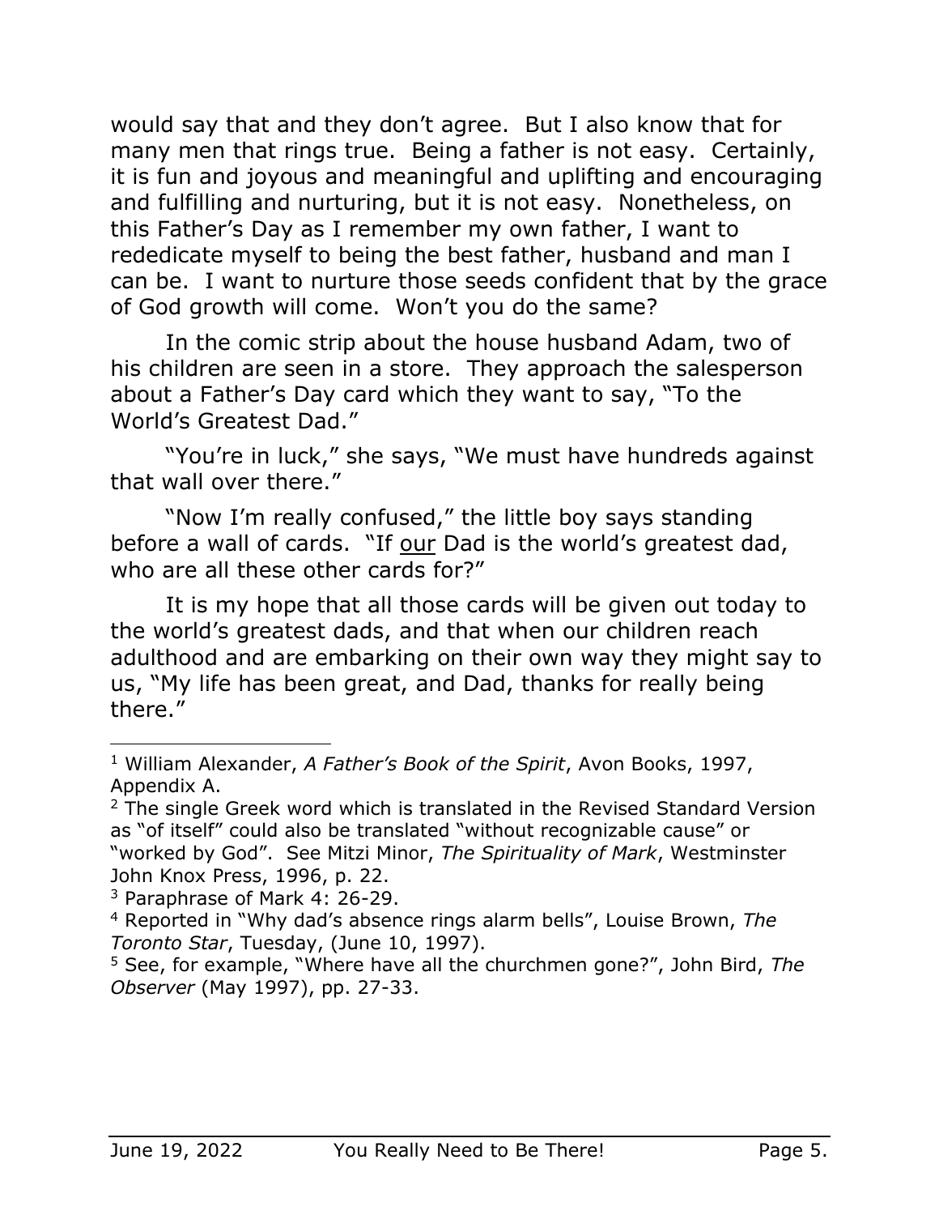would say that and they don't agree. But I also know that for many men that rings true. Being a father is not easy. Certainly, it is fun and joyous and meaningful and uplifting and encouraging and fulfilling and nurturing, but it is not easy. Nonetheless, on this Father's Day as I remember my own father, I want to rededicate myself to being the best father, husband and man I can be. I want to nurture those seeds confident that by the grace of God growth will come. Won't you do the same?

In the comic strip about the house husband Adam, two of his children are seen in a store. They approach the salesperson about a Father's Day card which they want to say, "To the World's Greatest Dad."

"You're in luck," she says, "We must have hundreds against that wall over there."

"Now I'm really confused," the little boy says standing before a wall of cards. "If <u>our</u> Dad is the world's greatest dad, who are all these other cards for?"

It is my hope that all those cards will be given out today to the world's greatest dads, and that when our children reach adulthood and are embarking on their own way they might say to us, "My life has been great, and Dad, thanks for really being there."

---

[1] William Alexander, *A Father's Book of the Spirit*, Avon Books, 1997, Appendix A.

[2] The single Greek word which is translated in the Revised Standard Version as "of itself" could also be translated "without recognizable cause" or "worked by God". See Mitzi Minor, *The Spirituality of Mark*, Westminster John Knox Press, 1996, p. 22.

[3] Paraphrase of Mark 4: 26-29.

[4] Reported in "Why dad's absence rings alarm bells", Louise Brown, *The Toronto Star*, Tuesday, (June 10, 1997).

[5] See, for example, "Where have all the churchmen gone?", John Bird, *The Observer* (May 1997), pp. 27-33.